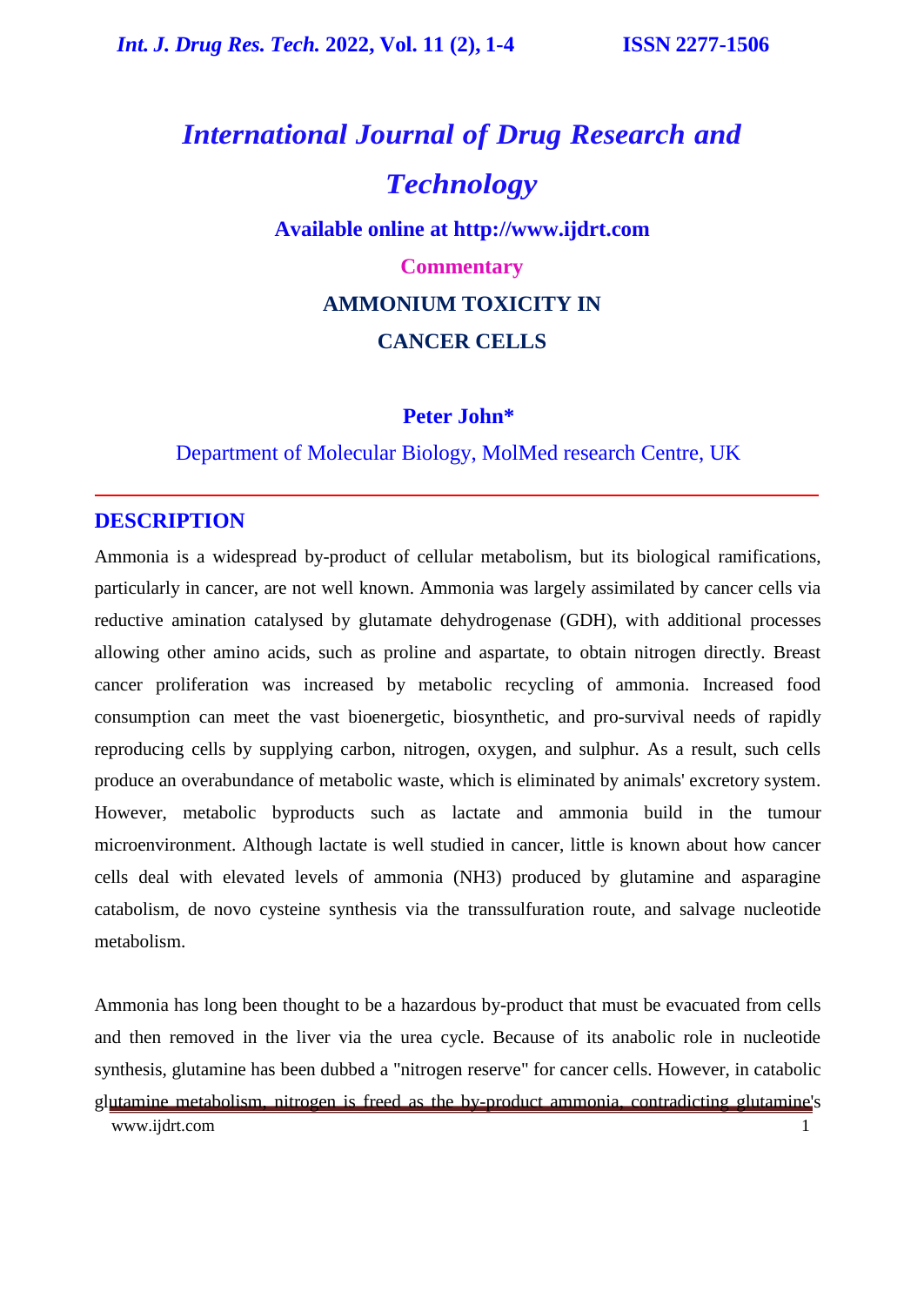# International Journal of Drug Research and Technology

**Available online at http://www.ijdrt.com**

**Commentary**

## AMMONIUM TOXICITY IN CANCER CELLS

**Peter John***

Department of Molecular Biology, MolMed research Centre, UK

## DESCRIPTION

Ammonia is a widespread by-product of cellular metabolism, but its biological ramifications, particularly in cancer, are not well known. Ammonia was largely assimilated by cancer cells via reductive amination catalysed by glutamate dehydrogenase (GDH), with additional processes allowing other amino acids, such as proline and aspartate, to obtain nitrogen directly. Breast cancer proliferation was increased by metabolic recycling of ammonia. Increased food consumption can meet the vast bioenergetic, biosynthetic, and pro-survival needs of rapidly reproducing cells by supplying carbon, nitrogen, oxygen, and sulphur. As a result, such cells produce an overabundance of metabolic waste, which is eliminated by animals' excretory system. However, metabolic byproducts such as lactate and ammonia build in the tumour microenvironment. Although lactate is well studied in cancer, little is known about how cancer cells deal with elevated levels of ammonia ($NH_3$) produced by glutamine and asparagine catabolism, de novo cysteine synthesis via the transsulfuration route, and salvage nucleotide metabolism.

Ammonia has long been thought to be a hazardous by-product that must be evacuated from cells and then removed in the liver via the urea cycle. Because of its anabolic role in nucleotide synthesis, glutamine has been dubbed a "nitrogen reserve" for cancer cells. However, in catabolic glutamine metabolism, nitrogen is freed as the by-product ammonia, contradicting glutamine's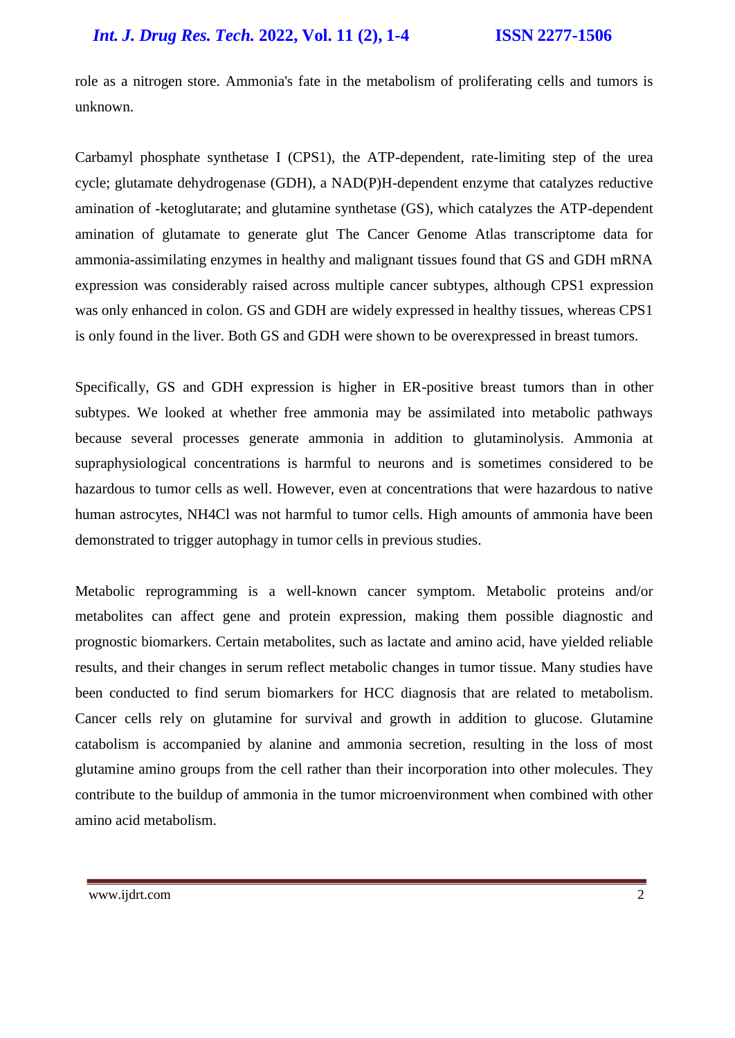role as a nitrogen store. Ammonia's fate in the metabolism of proliferating cells and tumors is unknown.

Carbamyl phosphate synthetase I (CPS1), the ATP-dependent, rate-limiting step of the urea cycle; glutamate dehydrogenase (GDH), a NAD(P)H-dependent enzyme that catalyzes reductive amination of -ketoglutarate; and glutamine synthetase (GS), which catalyzes the ATP-dependent amination of glutamate to generate glut The Cancer Genome Atlas transcriptome data for ammonia-assimilating enzymes in healthy and malignant tissues found that GS and GDH mRNA expression was considerably raised across multiple cancer subtypes, although CPS1 expression was only enhanced in colon. GS and GDH are widely expressed in healthy tissues, whereas CPS1 is only found in the liver. Both GS and GDH were shown to be overexpressed in breast tumors.

Specifically, GS and GDH expression is higher in ER-positive breast tumors than in other subtypes. We looked at whether free ammonia may be assimilated into metabolic pathways because several processes generate ammonia in addition to glutaminolysis. Ammonia at supraphysiological concentrations is harmful to neurons and is sometimes considered to be hazardous to tumor cells as well. However, even at concentrations that were hazardous to native human astrocytes, $NH_4Cl$ was not harmful to tumor cells. High amounts of ammonia have been demonstrated to trigger autophagy in tumor cells in previous studies.

Metabolic reprogramming is a well-known cancer symptom. Metabolic proteins and/or metabolites can affect gene and protein expression, making them possible diagnostic and prognostic biomarkers. Certain metabolites, such as lactate and amino acid, have yielded reliable results, and their changes in serum reflect metabolic changes in tumor tissue. Many studies have been conducted to find serum biomarkers for HCC diagnosis that are related to metabolism. Cancer cells rely on glutamine for survival and growth in addition to glucose. Glutamine catabolism is accompanied by alanine and ammonia secretion, resulting in the loss of most glutamine amino groups from the cell rather than their incorporation into other molecules. They contribute to the buildup of ammonia in the tumor microenvironment when combined with other amino acid metabolism.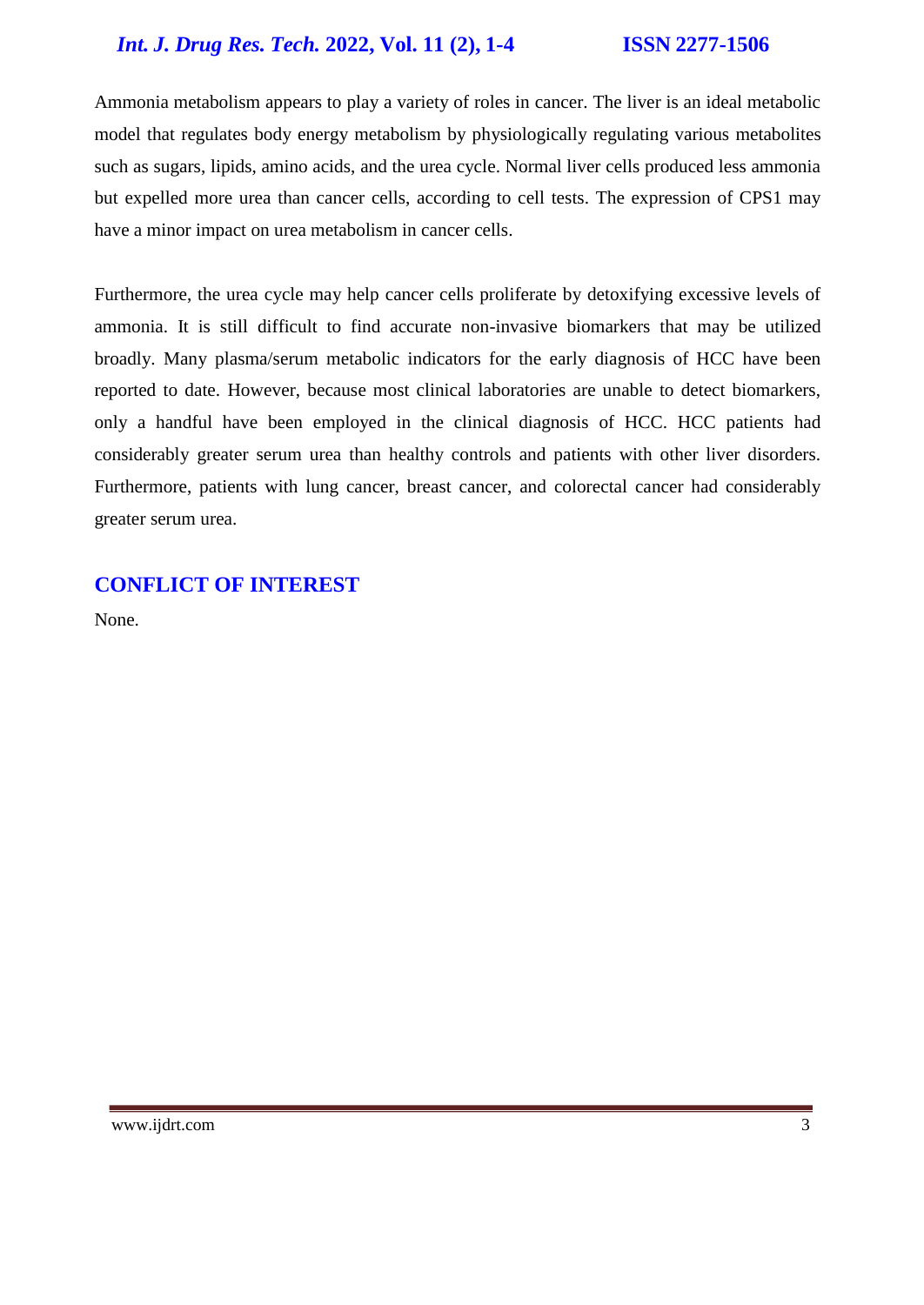Ammonia metabolism appears to play a variety of roles in cancer. The liver is an ideal metabolic model that regulates body energy metabolism by physiologically regulating various metabolites such as sugars, lipids, amino acids, and the urea cycle. Normal liver cells produced less ammonia but expelled more urea than cancer cells, according to cell tests. The expression of CPS1 may have a minor impact on urea metabolism in cancer cells.

Furthermore, the urea cycle may help cancer cells proliferate by detoxifying excessive levels of ammonia. It is still difficult to find accurate non-invasive biomarkers that may be utilized broadly. Many plasma/serum metabolic indicators for the early diagnosis of HCC have been reported to date. However, because most clinical laboratories are unable to detect biomarkers, only a handful have been employed in the clinical diagnosis of HCC. HCC patients had considerably greater serum urea than healthy controls and patients with other liver disorders. Furthermore, patients with lung cancer, breast cancer, and colorectal cancer had considerably greater serum urea.

## CONFLICT OF INTEREST

None.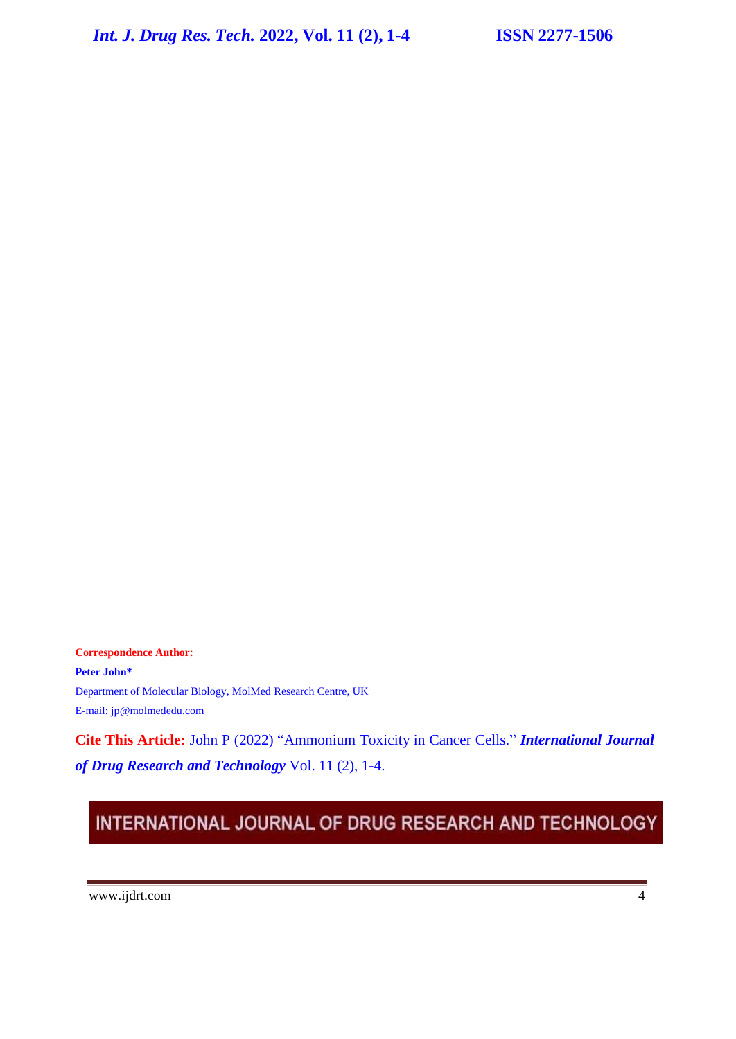**Correspondence Author:**

**Peter John***

Department of Molecular Biology, MolMed Research Centre, UK

E-mail: jp@molmededu.com

**Cite This Article:** John P (2022) "Ammonium Toxicity in Cancer Cells." ***International Journal of Drug Research and Technology*** Vol. 11 (2), 1-4.

INTERNATIONAL JOURNAL OF DRUG RESEARCH AND TECHNOLOGY